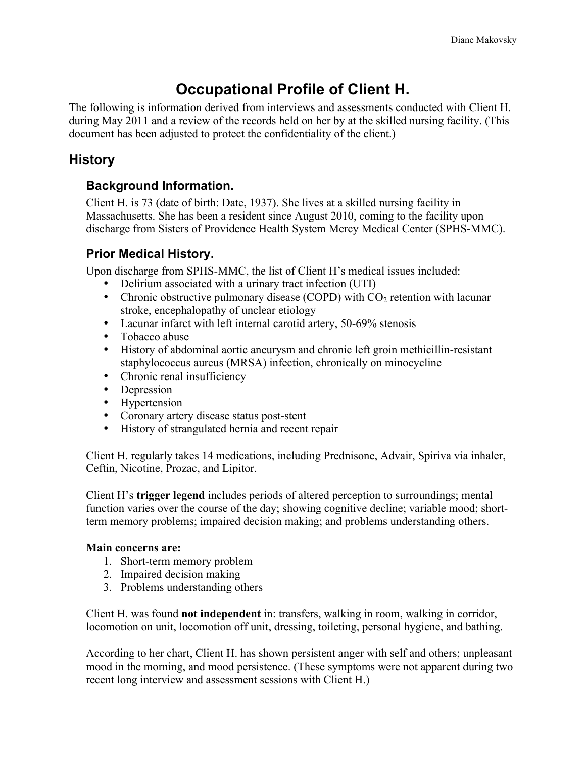# Occupational Profile of Client H.

The following is information derived from interviews and assessments conducted with Client H. during May 2011 and a review of the records held on her by at the skilled nursing facility. (This document has been adjusted to protect the confidentiality of the client.)

## History

### Background Information.

Client H. is 73 (date of birth: Date, 1937). She lives at a skilled nursing facility in Massachusetts. She has been a resident since August 2010, coming to the facility upon discharge from Sisters of Providence Health System Mercy Medical Center (SPHS-MMC).

### Prior Medical History.

Upon discharge from SPHS-MMC, the list of Client H's medical issues included:

- Delirium associated with a urinary tract infection (UTI)
- Chronic obstructive pulmonary disease (COPD) with $CO_2$ retention with lacunar stroke, encephalopathy of unclear etiology
- Lacunar infarct with left internal carotid artery, 50-69% stenosis
- Tobacco abuse
- History of abdominal aortic aneurysm and chronic left groin methicillin-resistant staphylococcus aureus (MRSA) infection, chronically on minocycline
- Chronic renal insufficiency
- Depression
- Hypertension
- Coronary artery disease status post-stent
- History of strangulated hernia and recent repair

Client H. regularly takes 14 medications, including Prednisone, Advair, Spiriva via inhaler, Ceftin, Nicotine, Prozac, and Lipitor.

Client H's **trigger legend** includes periods of altered perception to surroundings; mental function varies over the course of the day; showing cognitive decline; variable mood; short-term memory problems; impaired decision making; and problems understanding others.

**Main concerns are:**

1. Short-term memory problem
2. Impaired decision making
3. Problems understanding others

Client H. was found **not independent** in: transfers, walking in room, walking in corridor, locomotion on unit, locomotion off unit, dressing, toileting, personal hygiene, and bathing.

According to her chart, Client H. has shown persistent anger with self and others; unpleasant mood in the morning, and mood persistence. (These symptoms were not apparent during two recent long interview and assessment sessions with Client H.)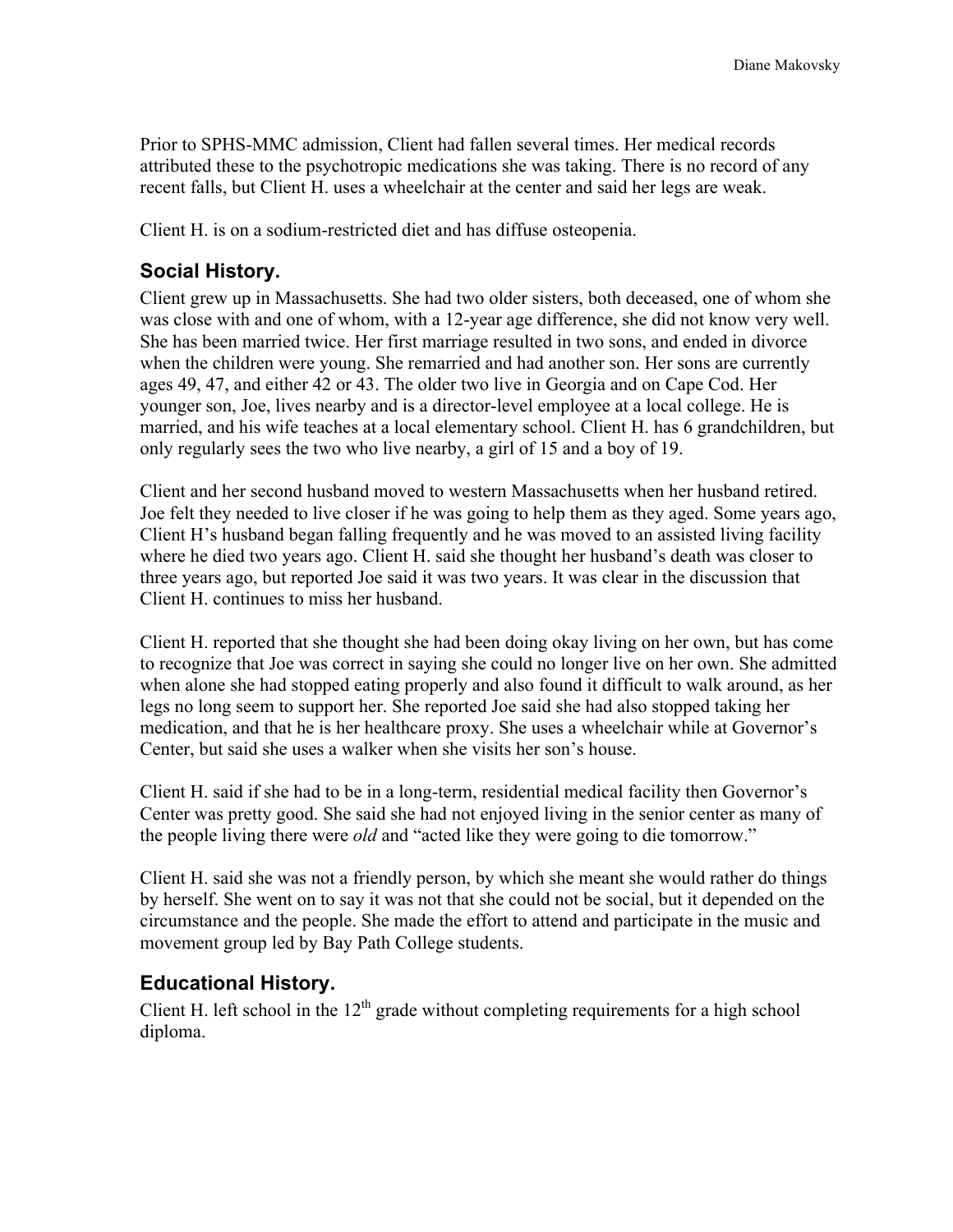Prior to SPHS-MMC admission, Client had fallen several times. Her medical records attributed these to the psychotropic medications she was taking. There is no record of any recent falls, but Client H. uses a wheelchair at the center and said her legs are weak.

Client H. is on a sodium-restricted diet and has diffuse osteopenia.

## Social History.

Client grew up in Massachusetts. She had two older sisters, both deceased, one of whom she was close with and one of whom, with a 12-year age difference, she did not know very well. She has been married twice. Her first marriage resulted in two sons, and ended in divorce when the children were young. She remarried and had another son. Her sons are currently ages 49, 47, and either 42 or 43. The older two live in Georgia and on Cape Cod. Her younger son, Joe, lives nearby and is a director-level employee at a local college. He is married, and his wife teaches at a local elementary school. Client H. has 6 grandchildren, but only regularly sees the two who live nearby, a girl of 15 and a boy of 19.

Client and her second husband moved to western Massachusetts when her husband retired. Joe felt they needed to live closer if he was going to help them as they aged. Some years ago, Client H's husband began falling frequently and he was moved to an assisted living facility where he died two years ago. Client H. said she thought her husband's death was closer to three years ago, but reported Joe said it was two years. It was clear in the discussion that Client H. continues to miss her husband.

Client H. reported that she thought she had been doing okay living on her own, but has come to recognize that Joe was correct in saying she could no longer live on her own. She admitted when alone she had stopped eating properly and also found it difficult to walk around, as her legs no long seem to support her. She reported Joe said she had also stopped taking her medication, and that he is her healthcare proxy. She uses a wheelchair while at Governor's Center, but said she uses a walker when she visits her son's house.

Client H. said if she had to be in a long-term, residential medical facility then Governor's Center was pretty good. She said she had not enjoyed living in the senior center as many of the people living there were *old* and "acted like they were going to die tomorrow."

Client H. said she was not a friendly person, by which she meant she would rather do things by herself. She went on to say it was not that she could not be social, but it depended on the circumstance and the people. She made the effort to attend and participate in the music and movement group led by Bay Path College students.

## Educational History.

Client H. left school in the 12th grade without completing requirements for a high school diploma.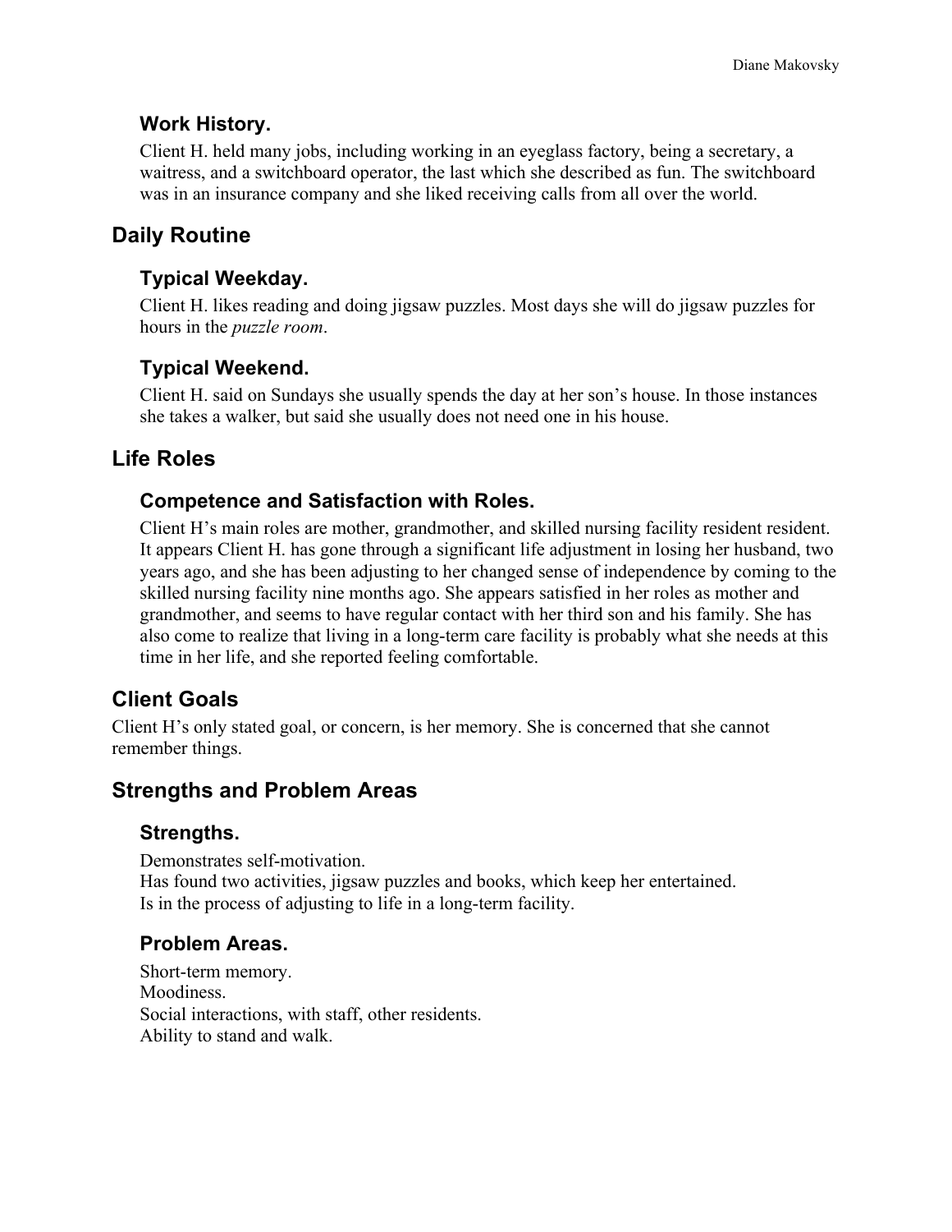### Work History.

Client H. held many jobs, including working in an eyeglass factory, being a secretary, a waitress, and a switchboard operator, the last which she described as fun. The switchboard was in an insurance company and she liked receiving calls from all over the world.

## Daily Routine

### Typical Weekday.

Client H. likes reading and doing jigsaw puzzles. Most days she will do jigsaw puzzles for hours in the *puzzle room*.

### Typical Weekend.

Client H. said on Sundays she usually spends the day at her son's house. In those instances she takes a walker, but said she usually does not need one in his house.

## Life Roles

### Competence and Satisfaction with Roles.

Client H's main roles are mother, grandmother, and skilled nursing facility resident resident. It appears Client H. has gone through a significant life adjustment in losing her husband, two years ago, and she has been adjusting to her changed sense of independence by coming to the skilled nursing facility nine months ago. She appears satisfied in her roles as mother and grandmother, and seems to have regular contact with her third son and his family. She has also come to realize that living in a long-term care facility is probably what she needs at this time in her life, and she reported feeling comfortable.

## Client Goals

Client H's only stated goal, or concern, is her memory. She is concerned that she cannot remember things.

## Strengths and Problem Areas

### Strengths.

Demonstrates self-motivation.
Has found two activities, jigsaw puzzles and books, which keep her entertained.
Is in the process of adjusting to life in a long-term facility.

### Problem Areas.

Short-term memory.
Moodiness.
Social interactions, with staff, other residents.
Ability to stand and walk.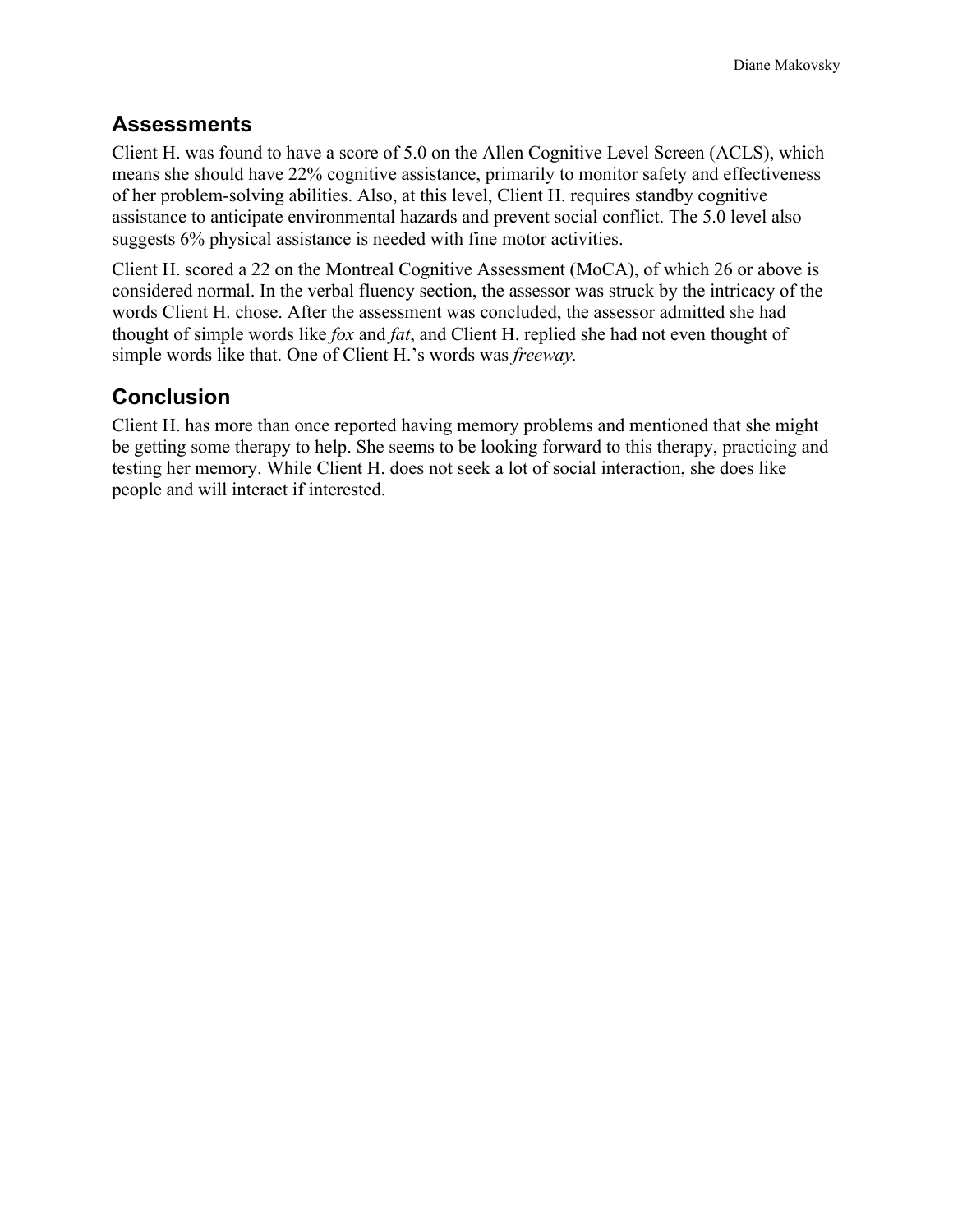## Assessments

Client H. was found to have a score of 5.0 on the Allen Cognitive Level Screen (ACLS), which means she should have 22% cognitive assistance, primarily to monitor safety and effectiveness of her problem-solving abilities. Also, at this level, Client H. requires standby cognitive assistance to anticipate environmental hazards and prevent social conflict. The 5.0 level also suggests 6% physical assistance is needed with fine motor activities.

Client H. scored a 22 on the Montreal Cognitive Assessment (MoCA), of which 26 or above is considered normal. In the verbal fluency section, the assessor was struck by the intricacy of the words Client H. chose. After the assessment was concluded, the assessor admitted she had thought of simple words like *fox* and *fat*, and Client H. replied she had not even thought of simple words like that. One of Client H.'s words was *freeway.*

## Conclusion

Client H. has more than once reported having memory problems and mentioned that she might be getting some therapy to help. She seems to be looking forward to this therapy, practicing and testing her memory. While Client H. does not seek a lot of social interaction, she does like people and will interact if interested.